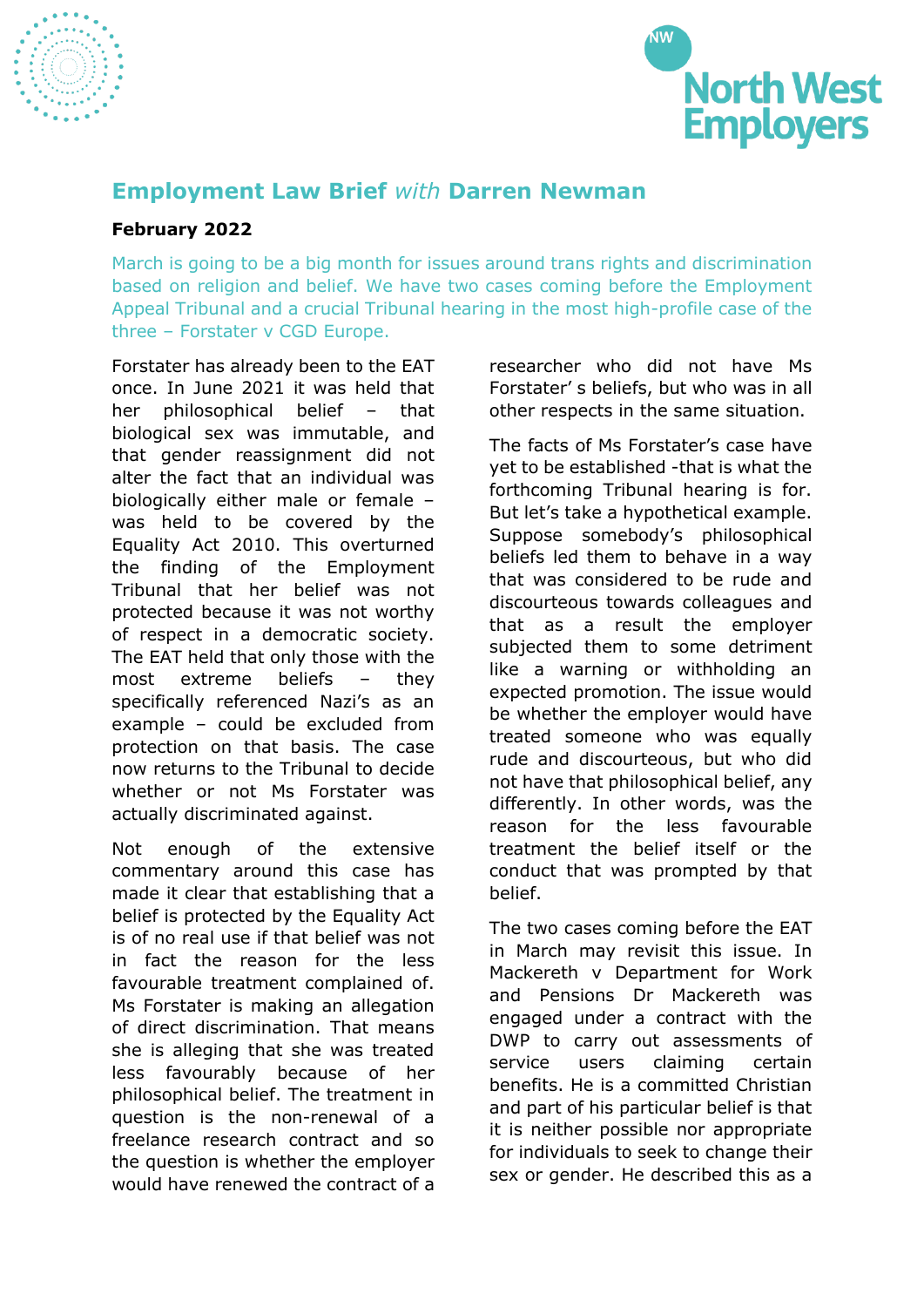# Employment Law Brief *with* Darren Newman

**February 2022**

March is going to be a big month for issues around trans rights and discrimination based on religion and belief. We have two cases coming before the Employment Appeal Tribunal and a crucial Tribunal hearing in the most high-profile case of the three – Forstater v CGD Europe.

Forstater has already been to the EAT once. In June 2021 it was held that her philosophical belief – that biological sex was immutable, and that gender reassignment did not alter the fact that an individual was biologically either male or female – was held to be covered by the Equality Act 2010. This overturned the finding of the Employment Tribunal that her belief was not protected because it was not worthy of respect in a democratic society. The EAT held that only those with the most extreme beliefs – they specifically referenced Nazi's as an example – could be excluded from protection on that basis. The case now returns to the Tribunal to decide whether or not Ms Forstater was actually discriminated against.

Not enough of the extensive commentary around this case has made it clear that establishing that a belief is protected by the Equality Act is of no real use if that belief was not in fact the reason for the less favourable treatment complained of. Ms Forstater is making an allegation of direct discrimination. That means she is alleging that she was treated less favourably because of her philosophical belief. The treatment in question is the non-renewal of a freelance research contract and so the question is whether the employer would have renewed the contract of a researcher who did not have Ms Forstater' s beliefs, but who was in all other respects in the same situation.

The facts of Ms Forstater's case have yet to be established -that is what the forthcoming Tribunal hearing is for. But let's take a hypothetical example. Suppose somebody's philosophical beliefs led them to behave in a way that was considered to be rude and discourteous towards colleagues and that as a result the employer subjected them to some detriment like a warning or withholding an expected promotion. The issue would be whether the employer would have treated someone who was equally rude and discourteous, but who did not have that philosophical belief, any differently. In other words, was the reason for the less favourable treatment the belief itself or the conduct that was prompted by that belief.

The two cases coming before the EAT in March may revisit this issue. In Mackereth v Department for Work and Pensions Dr Mackereth was engaged under a contract with the DWP to carry out assessments of service users claiming certain benefits. He is a committed Christian and part of his particular belief is that it is neither possible nor appropriate for individuals to seek to change their sex or gender. He described this as a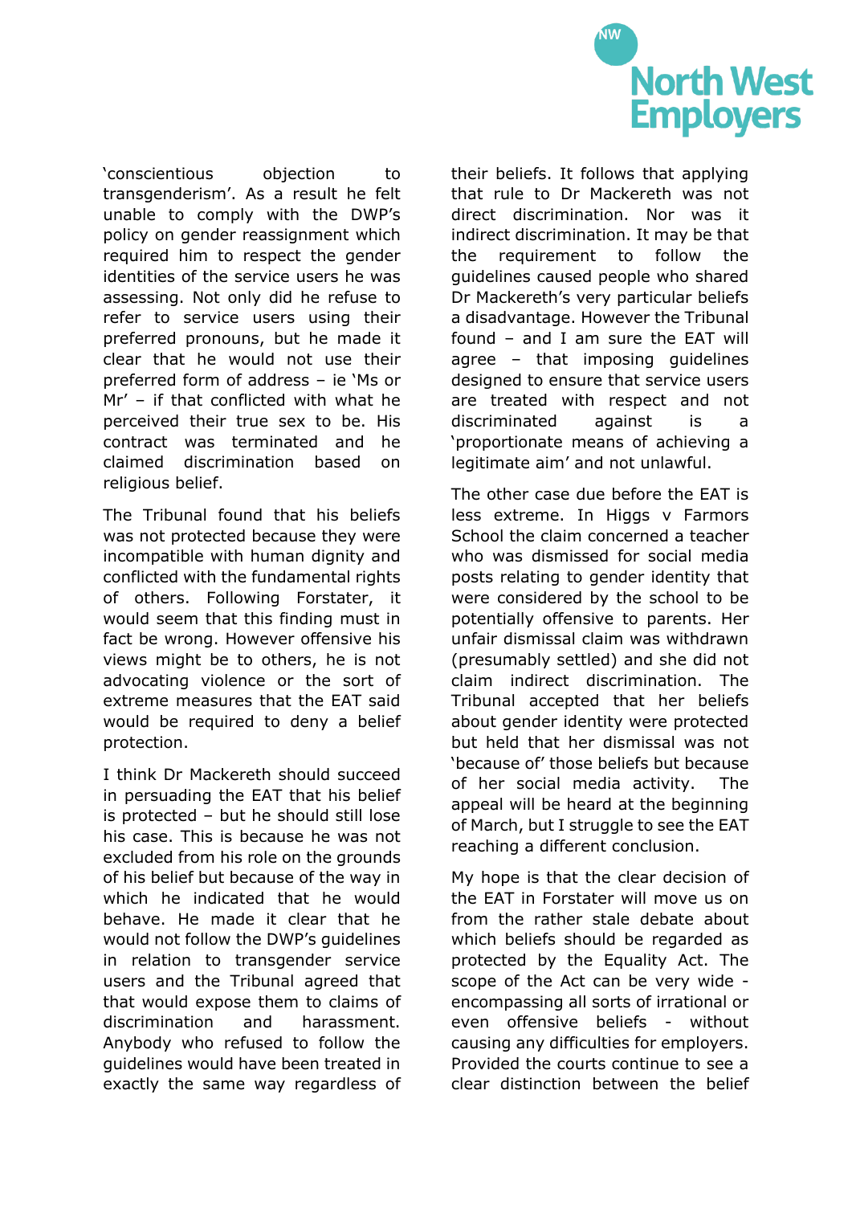'conscientious objection to transgenderism'. As a result he felt unable to comply with the DWP's policy on gender reassignment which required him to respect the gender identities of the service users he was assessing. Not only did he refuse to refer to service users using their preferred pronouns, but he made it clear that he would not use their preferred form of address – ie 'Ms or Mr' – if that conflicted with what he perceived their true sex to be. His contract was terminated and he claimed discrimination based on religious belief.

The Tribunal found that his beliefs was not protected because they were incompatible with human dignity and conflicted with the fundamental rights of others. Following Forstater, it would seem that this finding must in fact be wrong. However offensive his views might be to others, he is not advocating violence or the sort of extreme measures that the EAT said would be required to deny a belief protection.

I think Dr Mackereth should succeed in persuading the EAT that his belief is protected – but he should still lose his case. This is because he was not excluded from his role on the grounds of his belief but because of the way in which he indicated that he would behave. He made it clear that he would not follow the DWP's guidelines in relation to transgender service users and the Tribunal agreed that that would expose them to claims of discrimination and harassment. Anybody who refused to follow the guidelines would have been treated in exactly the same way regardless of their beliefs. It follows that applying that rule to Dr Mackereth was not direct discrimination. Nor was it indirect discrimination. It may be that the requirement to follow the guidelines caused people who shared Dr Mackereth's very particular beliefs a disadvantage. However the Tribunal found – and I am sure the EAT will agree – that imposing guidelines designed to ensure that service users are treated with respect and not discriminated against is a 'proportionate means of achieving a legitimate aim' and not unlawful.

The other case due before the EAT is less extreme. In Higgs v Farmors School the claim concerned a teacher who was dismissed for social media posts relating to gender identity that were considered by the school to be potentially offensive to parents. Her unfair dismissal claim was withdrawn (presumably settled) and she did not claim indirect discrimination. The Tribunal accepted that her beliefs about gender identity were protected but held that her dismissal was not 'because of' those beliefs but because of her social media activity. The appeal will be heard at the beginning of March, but I struggle to see the EAT reaching a different conclusion.

My hope is that the clear decision of the EAT in Forstater will move us on from the rather stale debate about which beliefs should be regarded as protected by the Equality Act. The scope of the Act can be very wide - encompassing all sorts of irrational or even offensive beliefs - without causing any difficulties for employers. Provided the courts continue to see a clear distinction between the belief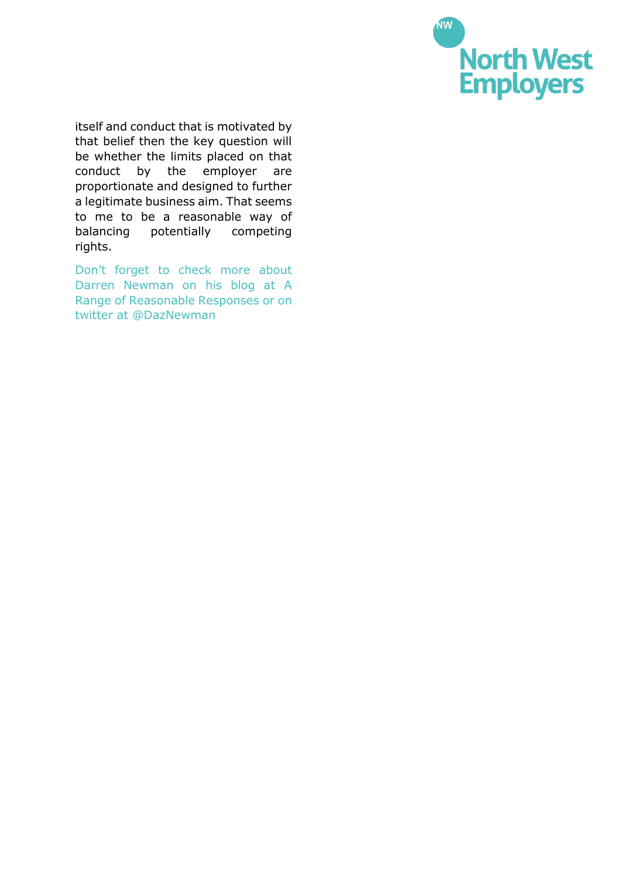itself and conduct that is motivated by that belief then the key question will be whether the limits placed on that conduct by the employer are proportionate and designed to further a legitimate business aim. That seems to me to be a reasonable way of balancing potentially competing rights.

Don't forget to check more about Darren Newman on his blog at A Range of Reasonable Responses or on twitter at @DazNewman